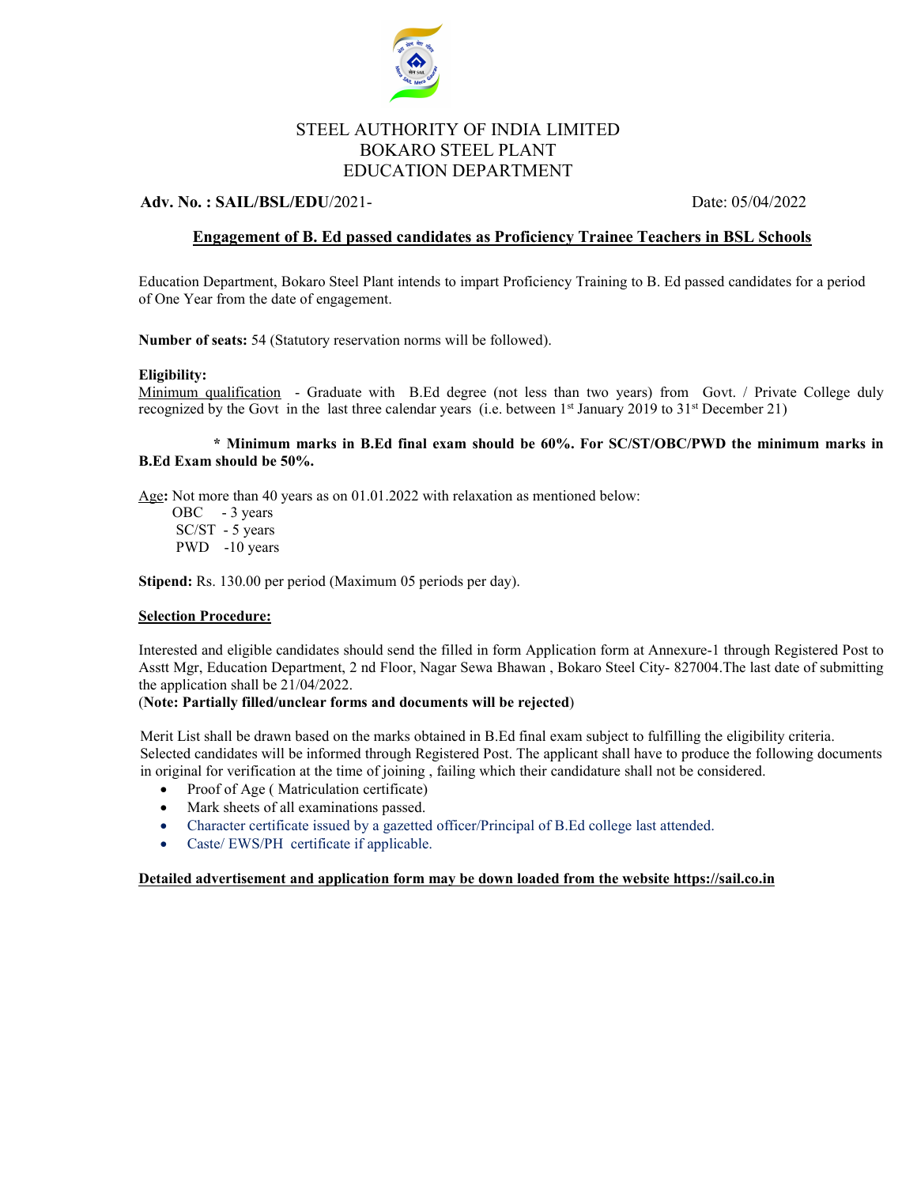# STEEL AUTHORITY OF INDIA LIMITED
# BOKARO STEEL PLANT
# EDUCATION DEPARTMENT

**Adv. No. : SAIL/BSL/EDU**/2021- Date: 05/04/2022

## Engagement of B. Ed passed candidates as Proficiency Trainee Teachers in BSL Schools

Education Department, Bokaro Steel Plant intends to impart Proficiency Training to B. Ed passed candidates for a period of One Year from the date of engagement.

**Number of seats:** 54 (Statutory reservation norms will be followed).

**Eligibility:**

Minimum qualification - Graduate with B.Ed degree (not less than two years) from Govt. / Private College duly recognized by the Govt in the last three calendar years (i.e. between 1st January 2019 to 31st December 21)

**\* Minimum marks in B.Ed final exam should be 60%. For SC/ST/OBC/PWD the minimum marks in B.Ed Exam should be 50%.**

Age**:** Not more than 40 years as on 01.01.2022 with relaxation as mentioned below:

- OBC - 3 years
- SC/ST - 5 years
- PWD -10 years

**Stipend:** Rs. 130.00 per period (Maximum 05 periods per day).

**Selection Procedure:**

Interested and eligible candidates should send the filled in form Application form at Annexure-1 through Registered Post to Asstt Mgr, Education Department, 2 nd Floor, Nagar Sewa Bhawan , Bokaro Steel City- 827004.The last date of submitting the application shall be 21/04/2022.

(**Note: Partially filled/unclear forms and documents will be rejected**)

Merit List shall be drawn based on the marks obtained in B.Ed final exam subject to fulfilling the eligibility criteria. Selected candidates will be informed through Registered Post. The applicant shall have to produce the following documents in original for verification at the time of joining , failing which their candidature shall not be considered.

- Proof of Age ( Matriculation certificate)
- Mark sheets of all examinations passed.
- Character certificate issued by a gazetted officer/Principal of B.Ed college last attended.
- Caste/ EWS/PH certificate if applicable.

**Detailed advertisement and application form may be down loaded from the website https://sail.co.in**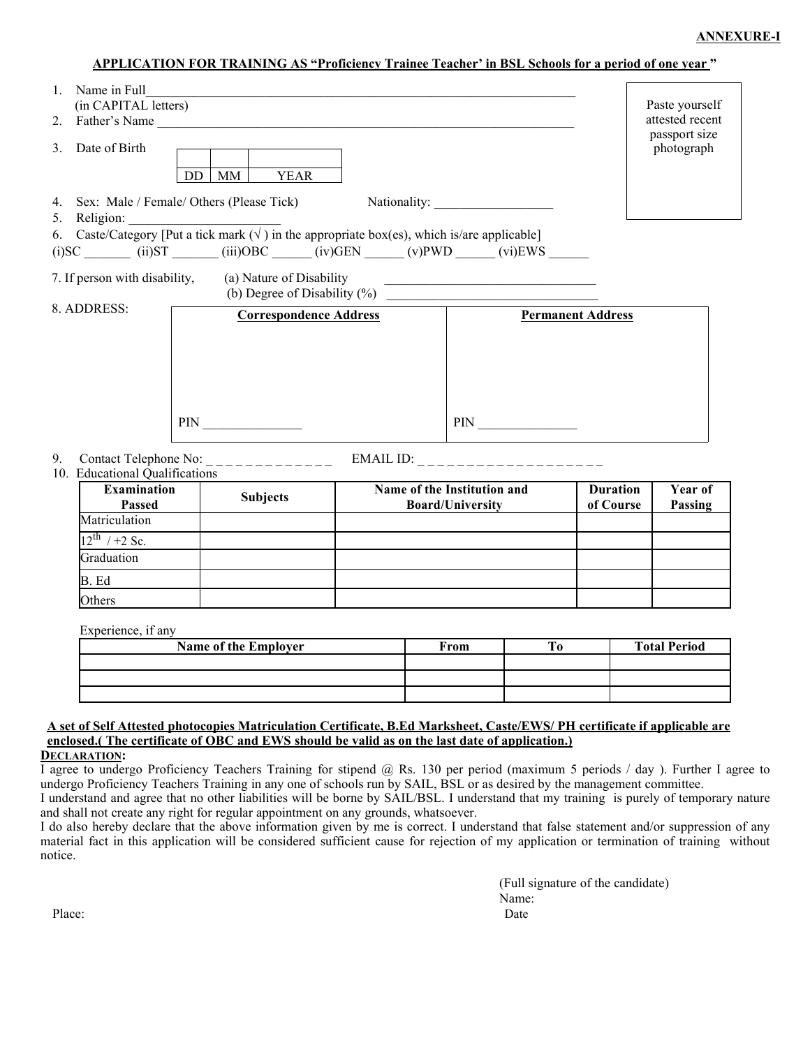**ANNEXURE-I**

**APPLICATION FOR TRAINING AS "Proficiency Trainee Teacher' in BSL Schools for a period of one year "**

Paste yourself attested recent passport size photograph

1. Name in Full\_\_\_\_\_\_\_\_\_\_\_\_\_\_\_\_\_\_\_\_\_\_\_\_\_\_\_\_\_\_\_\_\_\_\_\_\_\_\_\_\_\_\_\_\_\_\_\_\_\_
   (in CAPITAL letters)
2. Father's Name \_\_\_\_\_\_\_\_\_\_\_\_\_\_\_\_\_\_\_\_\_\_\_\_\_\_\_\_\_\_\_\_\_\_\_\_\_\_\_\_\_\_\_\_\_\_\_\_\_\_
3. Date of Birth

| | | |
|---|---|---|
| | | |
| DD | MM | YEAR |

4. Sex: Male / Female/ Others (Please Tick) Nationality: \_\_\_\_\_\_\_\_\_\_\_\_\_\_\_\_\_\_
5. Religion: \_\_\_\_\_\_\_\_\_\_\_\_\_\_\_\_\_\_\_\_\_\_\_
6. Caste/Category [Put a tick mark (√ ) in the appropriate box(es), which is/are applicable]
   (i)SC \_\_\_\_\_\_\_ (ii)ST \_\_\_\_\_\_\_ (iii)OBC \_\_\_\_\_\_ (iv)GEN \_\_\_\_\_\_ (v)PWD \_\_\_\_\_\_ (vi)EWS \_\_\_\_\_\_

7. If person with disability, (a) Nature of Disability \_\_\_\_\_\_\_\_\_\_\_\_\_\_\_\_\_\_\_\_\_\_\_\_\_\_\_\_\_\_\_\_
   (b) Degree of Disability (%) \_\_\_\_\_\_\_\_\_\_\_\_\_\_\_\_\_\_\_\_\_\_\_\_\_\_\_\_\_\_\_\_

8. ADDRESS:

| Correspondence Address | Permanent Address |
|---|---|
| | |
| PIN \_\_\_\_\_\_\_\_\_\_\_\_\_\_\_ | PIN \_\_\_\_\_\_\_\_\_\_\_\_\_\_\_ |

9. Contact Telephone No: \_ \_ \_ \_ \_ \_ \_ \_ \_ \_ \_ \_ \_ \_ EMAIL ID: \_ \_ \_ \_ \_ \_ \_ \_ \_ \_ \_ \_ \_ \_ \_ \_ \_ \_ \_ \_
10. Educational Qualifications

| Examination Passed | Subjects | Name of the Institution and Board/University | Duration of Course | Year of Passing |
|---|---|---|---|---|
| Matriculation | | | | |
| $12^{th}$ / +2 Sc. | | | | |
| Graduation | | | | |
| B. Ed | | | | |
| Others | | | | |

Experience, if any

| Name of the Employer | From | To | Total Period |
|---|---|---|---|
| | | | |
| | | | |
| | | | |

**A set of Self Attested photocopies Matriculation Certificate, B.Ed Marksheet, Caste/EWS/ PH certificate if applicable are enclosed.( The certificate of OBC and EWS should be valid as on the last date of application.)**

**DECLARATION:**

I agree to undergo Proficiency Teachers Training for stipend @ Rs. 130 per period (maximum 5 periods / day ). Further I agree to undergo Proficiency Teachers Training in any one of schools run by SAIL, BSL or as desired by the management committee.

I understand and agree that no other liabilities will be borne by SAIL/BSL. I understand that my training is purely of temporary nature and shall not create any right for regular appointment on any grounds, whatsoever.

I do also hereby declare that the above information given by me is correct. I understand that false statement and/or suppression of any material fact in this application will be considered sufficient cause for rejection of my application or termination of training without notice.

(Full signature of the candidate)
Name:
Date

Place: